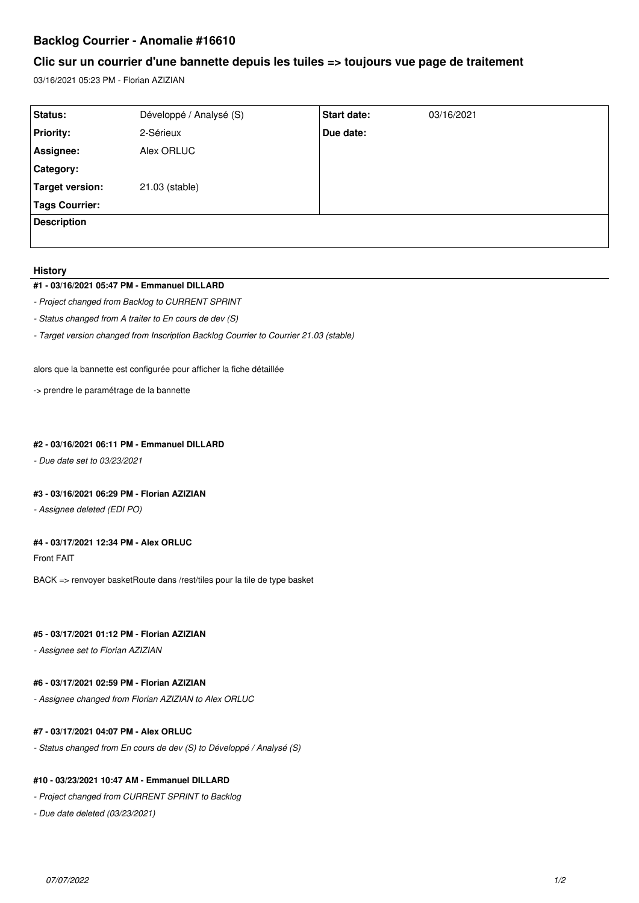# Backlog Courrier - Anomalie #16610

## Clic sur un courrier d'une bannette depuis les tuiles => toujours vue page de traitement

03/16/2021 05:23 PM - Florian AZIZIAN

| | | | |
|---|---|---|---|
| **Status:** | Développé / Analysé (S) | **Start date:** | 03/16/2021 |
| **Priority:** | 2-Sérieux | **Due date:** | |
| **Assignee:** | Alex ORLUC | | |
| **Category:** | | | |
| **Target version:** | 21.03 (stable) | | |
| **Tags Courrier:** | | | |
| **Description** | | | |

### History

#### #1 - 03/16/2021 05:47 PM - Emmanuel DILLARD

- *Project changed from Backlog to CURRENT SPRINT*
- *Status changed from A traiter to En cours de dev (S)*
- *Target version changed from Inscription Backlog Courrier to Courrier 21.03 (stable)*

alors que la bannette est configurée pour afficher la fiche détaillée

-> prendre le paramétrage de la bannette

#### #2 - 03/16/2021 06:11 PM - Emmanuel DILLARD

- *Due date set to 03/23/2021*

#### #3 - 03/16/2021 06:29 PM - Florian AZIZIAN

- *Assignee deleted (EDI PO)*

#### #4 - 03/17/2021 12:34 PM - Alex ORLUC

Front FAIT

BACK => renvoyer basketRoute dans /rest/tiles pour la tile de type basket

#### #5 - 03/17/2021 01:12 PM - Florian AZIZIAN

- *Assignee set to Florian AZIZIAN*

#### #6 - 03/17/2021 02:59 PM - Florian AZIZIAN

- *Assignee changed from Florian AZIZIAN to Alex ORLUC*

#### #7 - 03/17/2021 04:07 PM - Alex ORLUC

- *Status changed from En cours de dev (S) to Développé / Analysé (S)*

#### #10 - 03/23/2021 10:47 AM - Emmanuel DILLARD

- *Project changed from CURRENT SPRINT to Backlog*
- *Due date deleted (03/23/2021)*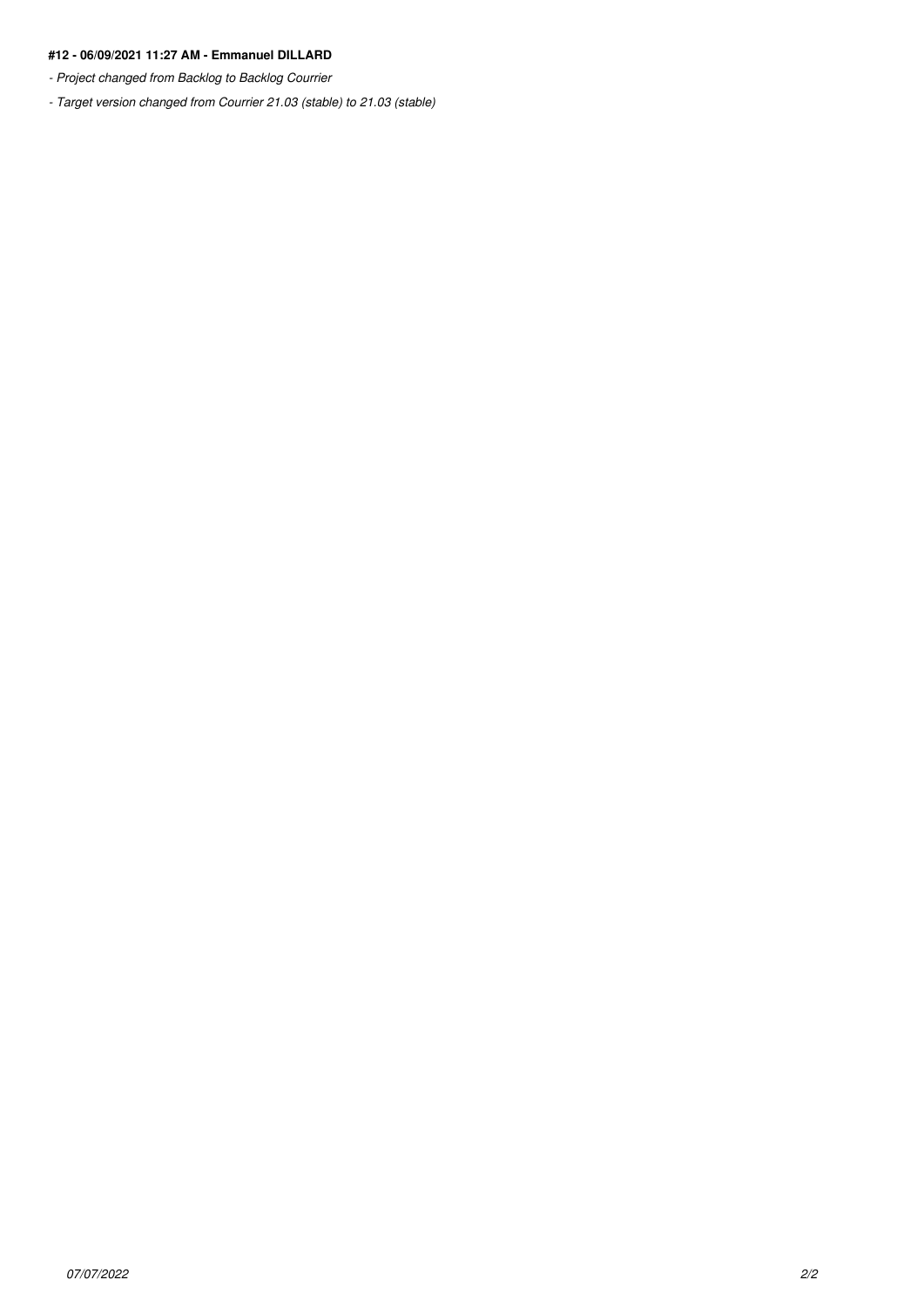**#12 - 06/09/2021 11:27 AM - Emmanuel DILLARD**

- *Project changed from Backlog to Backlog Courrier*
- *Target version changed from Courrier 21.03 (stable) to 21.03 (stable)*